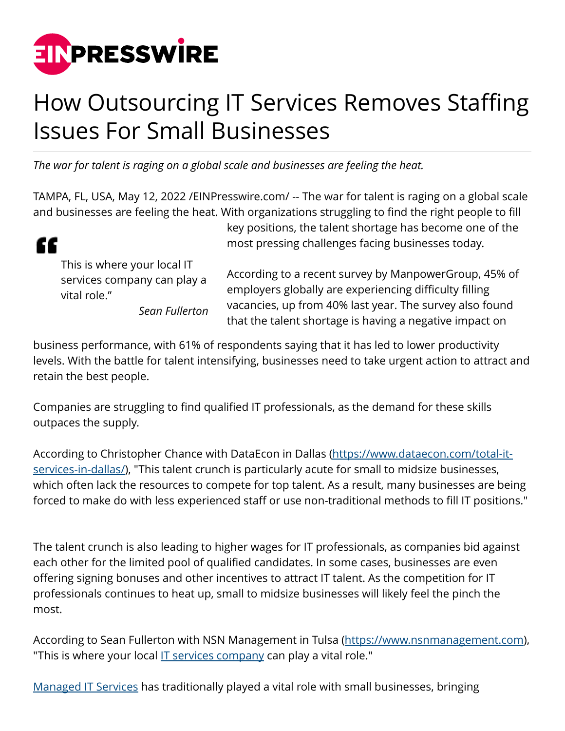# How Outsourcing IT Services Removes Staffing Issues For Small Businesses

*The war for talent is raging on a global scale and businesses are feeling the heat.*

TAMPA, FL, USA, May 12, 2022 /EINPresswire.com/ -- The war for talent is raging on a global scale and businesses are feeling the heat. With organizations struggling to find the right people to fill key positions, the talent shortage has become one of the most pressing challenges facing businesses today.

> This is where your local IT services company can play a vital role."
>
> *Sean Fullerton*

According to a recent survey by ManpowerGroup, 45% of employers globally are experiencing difficulty filling vacancies, up from 40% last year. The survey also found that the talent shortage is having a negative impact on business performance, with 61% of respondents saying that it has led to lower productivity levels. With the battle for talent intensifying, businesses need to take urgent action to attract and retain the best people.

Companies are struggling to find qualified IT professionals, as the demand for these skills outpaces the supply.

According to Christopher Chance with DataEcon in Dallas ([https://www.dataecon.com/total-it-services-in-dallas/](https://www.dataecon.com/total-it-services-in-dallas/)), "This talent crunch is particularly acute for small to midsize businesses, which often lack the resources to compete for top talent. As a result, many businesses are being forced to make do with less experienced staff or use non-traditional methods to fill IT positions."

The talent crunch is also leading to higher wages for IT professionals, as companies bid against each other for the limited pool of qualified candidates. In some cases, businesses are even offering signing bonuses and other incentives to attract IT talent. As the competition for IT professionals continues to heat up, small to midsize businesses will likely feel the pinch the most.

According to Sean Fullerton with NSN Management in Tulsa ([https://www.nsnmanagement.com](https://www.nsnmanagement.com)), "This is where your local [IT services company]() can play a vital role."

[Managed IT Services]() has traditionally played a vital role with small businesses, bringing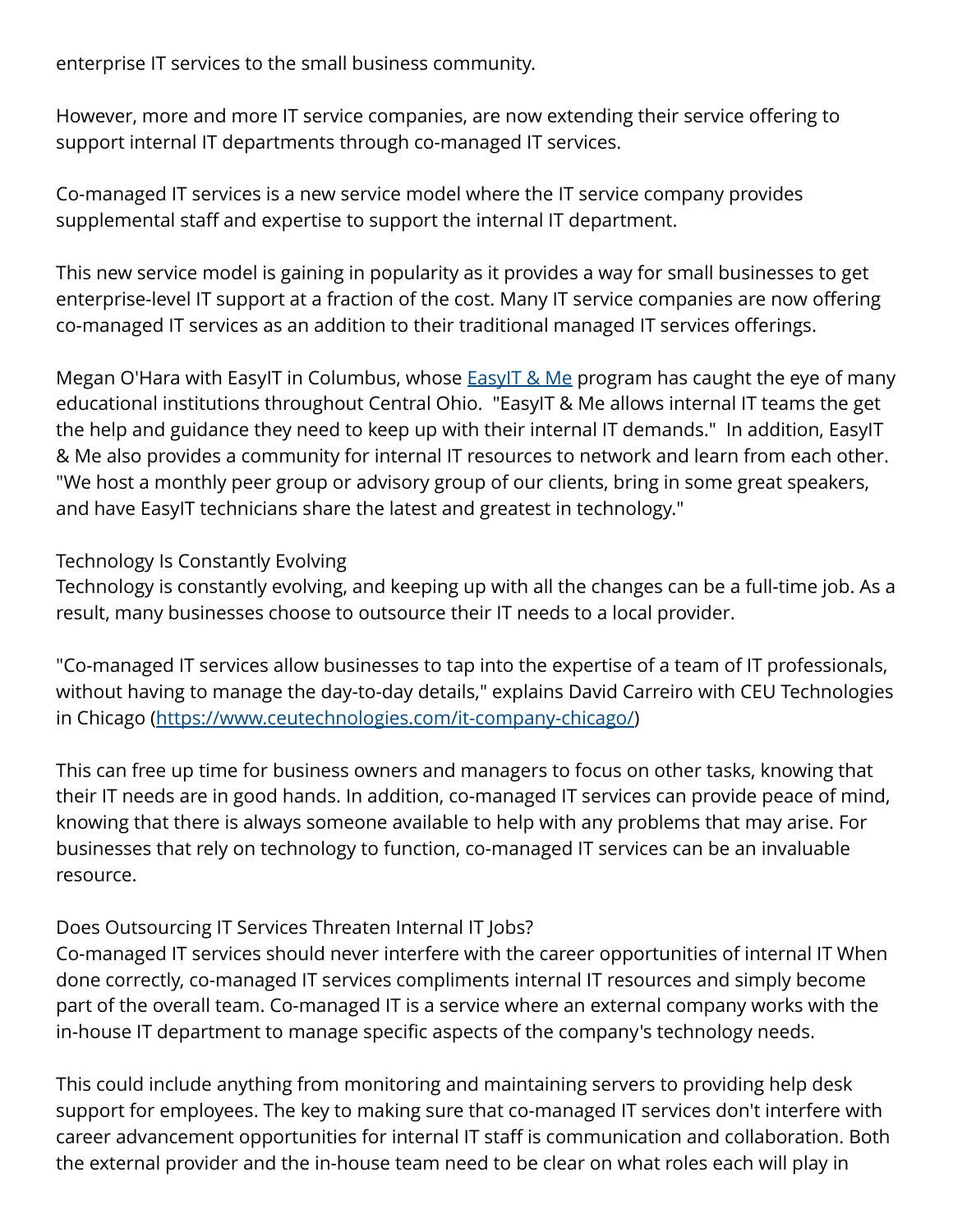enterprise IT services to the small business community.

However, more and more IT service companies, are now extending their service offering to support internal IT departments through co-managed IT services.

Co-managed IT services is a new service model where the IT service company provides supplemental staff and expertise to support the internal IT department.

This new service model is gaining in popularity as it provides a way for small businesses to get enterprise-level IT support at a fraction of the cost. Many IT service companies are now offering co-managed IT services as an addition to their traditional managed IT services offerings.

Megan O'Hara with EasyIT in Columbus, whose [EasyIT & Me]() program has caught the eye of many educational institutions throughout Central Ohio. "EasyIT & Me allows internal IT teams the get the help and guidance they need to keep up with their internal IT demands." In addition, EasyIT & Me also provides a community for internal IT resources to network and learn from each other. "We host a monthly peer group or advisory group of our clients, bring in some great speakers, and have EasyIT technicians share the latest and greatest in technology."

## Technology Is Constantly Evolving

Technology is constantly evolving, and keeping up with all the changes can be a full-time job. As a result, many businesses choose to outsource their IT needs to a local provider.

"Co-managed IT services allow businesses to tap into the expertise of a team of IT professionals, without having to manage the day-to-day details," explains David Carreiro with CEU Technologies in Chicago ([https://www.ceutechnologies.com/it-company-chicago/](https://www.ceutechnologies.com/it-company-chicago/))

This can free up time for business owners and managers to focus on other tasks, knowing that their IT needs are in good hands. In addition, co-managed IT services can provide peace of mind, knowing that there is always someone available to help with any problems that may arise. For businesses that rely on technology to function, co-managed IT services can be an invaluable resource.

## Does Outsourcing IT Services Threaten Internal IT Jobs?

Co-managed IT services should never interfere with the career opportunities of internal IT When done correctly, co-managed IT services compliments internal IT resources and simply become part of the overall team. Co-managed IT is a service where an external company works with the in-house IT department to manage specific aspects of the company's technology needs.

This could include anything from monitoring and maintaining servers to providing help desk support for employees. The key to making sure that co-managed IT services don't interfere with career advancement opportunities for internal IT staff is communication and collaboration. Both the external provider and the in-house team need to be clear on what roles each will play in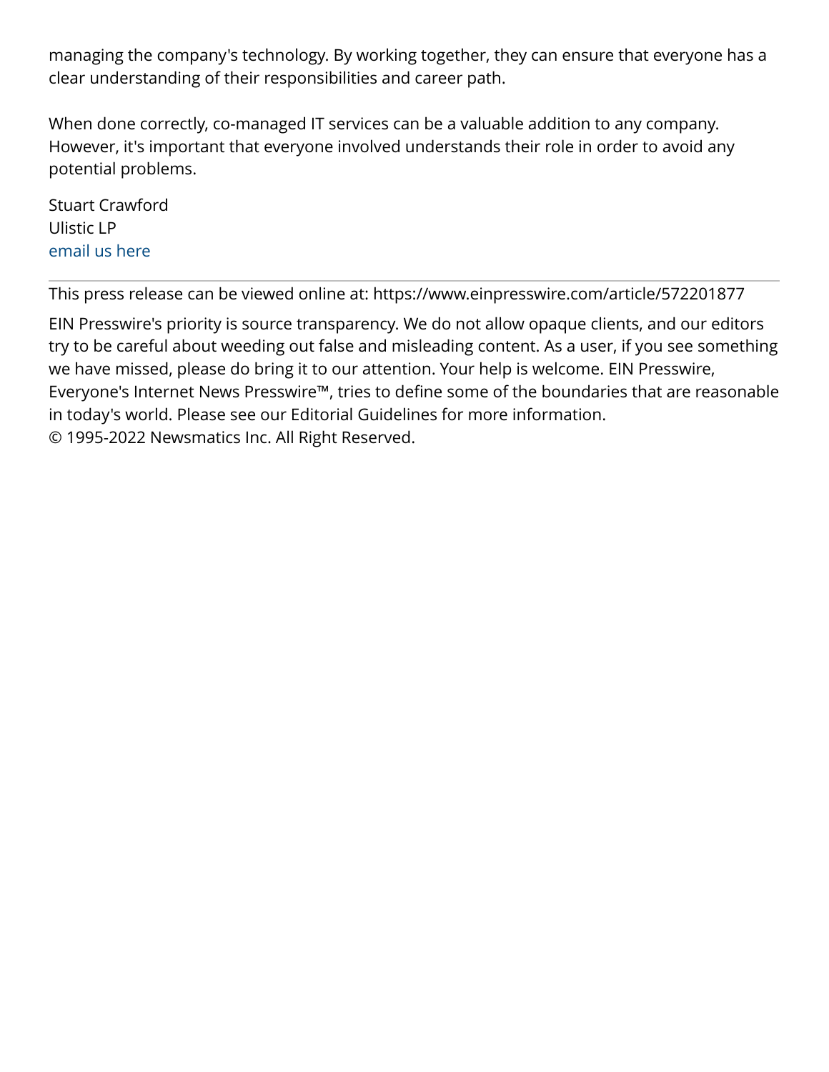managing the company's technology. By working together, they can ensure that everyone has a clear understanding of their responsibilities and career path.

When done correctly, co-managed IT services can be a valuable addition to any company. However, it's important that everyone involved understands their role in order to avoid any potential problems.

Stuart Crawford
Ulistic LP
email us here

---

This press release can be viewed online at: https://www.einpresswire.com/article/572201877

EIN Presswire's priority is source transparency. We do not allow opaque clients, and our editors try to be careful about weeding out false and misleading content. As a user, if you see something we have missed, please do bring it to our attention. Your help is welcome. EIN Presswire, Everyone's Internet News Presswire™, tries to define some of the boundaries that are reasonable in today's world. Please see our Editorial Guidelines for more information.
© 1995-2022 Newsmatics Inc. All Right Reserved.